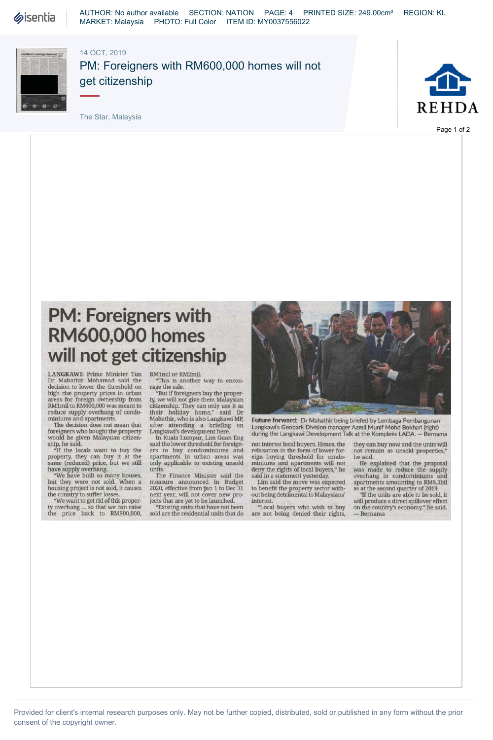AUTHOR: No author available SECTION: NATION PAGE: 4 PRINTED SIZE: 249.00cm² REGION: KL MARKET: Malaysia PHOTO: Full Color ITEM ID: MY0037556022

14 OCT, 2019

PM: Foreigners with RM600,000 homes will not get citizenship

The Star, Malaysia

# PM: Foreigners with RM600,000 homes will not get citizenship

LANGKAWI: Prime Minister Tun Dr Mahathir Mohamad said the decision to lower the threshold on high rise property prices in urban areas for foreign ownership from RM1mil to RM600,000 was meant to reduce supply overhang of condominiums and apartments.

The decision does not mean that foreigners who bought the property would be given Malaysian citizenship, he said.

"If the locals want to buy the property, they can buy it at the same (reduced) price, but we still have supply overhang.

"We have built so many houses, but they were not sold. When a housing project is not sold, it causes the country to suffer losses.

"We want to get rid of this property overhang ... so that we can raise the price back to RM800,000, RM1mil or RM2mil.

"This is another way to encourage the sale.

"But if foreigners buy the property, we will not give them Malaysian citizenship. They can only use it as their holiday home," said Dr Mahathir, who is also Langkawi MP, after attending a briefing on Langkawi's development here.

In Kuala Lumpur, Lim Guan Eng said the lower threshold for foreigners to buy condominiums and apartments in urban areas was only applicable to existing unsold units.

The Finance Minister said the measure announced in Budget 2020, effective from Jan 1 to Dec 31 next year, will not cover new projects that are yet to be launched.

"Existing units that have not been sold are the residential units that do not interest local buyers. Hence, the relaxation in the form of lower foreign buying threshold for condominiums and apartments will not deny the rights of local buyers," he said in a statement yesterday.

Lim said the move was expected to benefit the property sector without being detrimental to Malaysians' interest.

"Local buyers who wish to buy are not being denied their rights, they can buy now and the units will not remain as unsold properties," he said.

He explained that the proposal was made to reduce the supply overhang in condominiums and apartments amounting to RM8.3bil as at the second quarter of 2019.

"If the units are able to be sold, it will produce a direct spillover effect on the country's economy," he said. — Bernama

**Future forward:** Dr Mahathir being briefed by Lembaga Pembangunan Langkawi's Geopark Division manager Azmil Munif Mohd Bokhari (right) during the Langkawi Development Talk at the Kompleks LADA. – Bernama

Provided for client's internal research purposes only. May not be further copied, distributed, sold or published in any form without the prior consent of the copyright owner.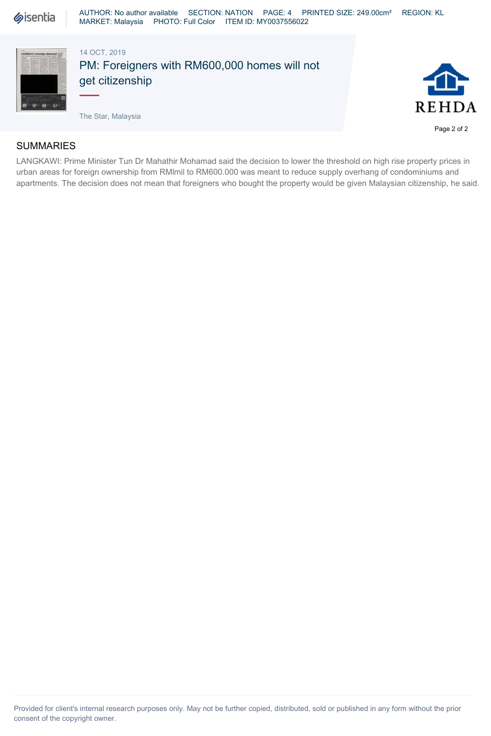AUTHOR: No author available SECTION: NATION PAGE: 4 PRINTED SIZE: 249.00cm² REGION: KL MARKET: Malaysia PHOTO: Full Color ITEM ID: MY0037556022

14 OCT, 2019

# PM: Foreigners with RM600,000 homes will not get citizenship

The Star, Malaysia

## SUMMARIES

LANGKAWI: Prime Minister Tun Dr Mahathir Mohamad said the decision to lower the threshold on high rise property prices in urban areas for foreign ownership from RMlmil to RM600.000 was meant to reduce supply overhang of condominiums and apartments. The decision does not mean that foreigners who bought the property would be given Malaysian citizenship, he said.

Provided for client's internal research purposes only. May not be further copied, distributed, sold or published in any form without the prior consent of the copyright owner.